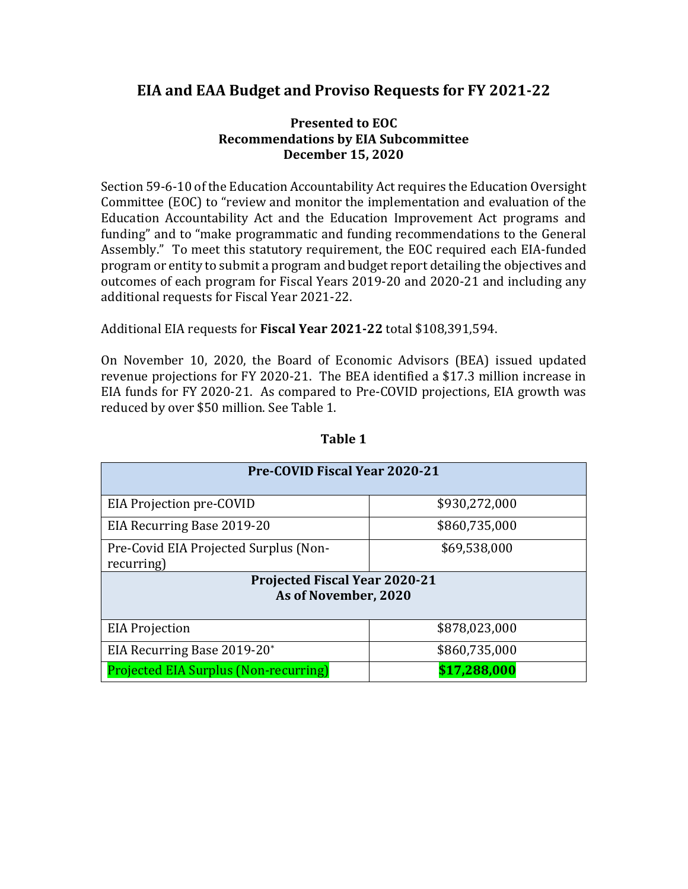# EIA and EAA Budget and Proviso Requests for FY 2021-22

**Presented to EOC**
**Recommendations by EIA Subcommittee**
**December 15, 2020**

Section 59-6-10 of the Education Accountability Act requires the Education Oversight Committee (EOC) to "review and monitor the implementation and evaluation of the Education Accountability Act and the Education Improvement Act programs and funding" and to "make programmatic and funding recommendations to the General Assembly." To meet this statutory requirement, the EOC required each EIA-funded program or entity to submit a program and budget report detailing the objectives and outcomes of each program for Fiscal Years 2019-20 and 2020-21 and including any additional requests for Fiscal Year 2021-22.

Additional EIA requests for **Fiscal Year 2021-22** total $108,391,594.

On November 10, 2020, the Board of Economic Advisors (BEA) issued updated revenue projections for FY 2020-21. The BEA identified a $17.3 million increase in EIA funds for FY 2020-21. As compared to Pre-COVID projections, EIA growth was reduced by over $50 million. See Table 1.

**Table 1**

| **Pre-COVID Fiscal Year 2020-21** | |
|---|---|
| EIA Projection pre-COVID | $930,272,000 |
| EIA Recurring Base 2019-20 | $860,735,000 |
| Pre-Covid EIA Projected Surplus (Non-recurring) | $69,538,000 |
| **Projected Fiscal Year 2020-21 As of November, 2020** | |
| EIA Projection | $878,023,000 |
| EIA Recurring Base 2019-20* | $860,735,000 |
| Projected EIA Surplus (Non-recurring) | **$17,288,000** |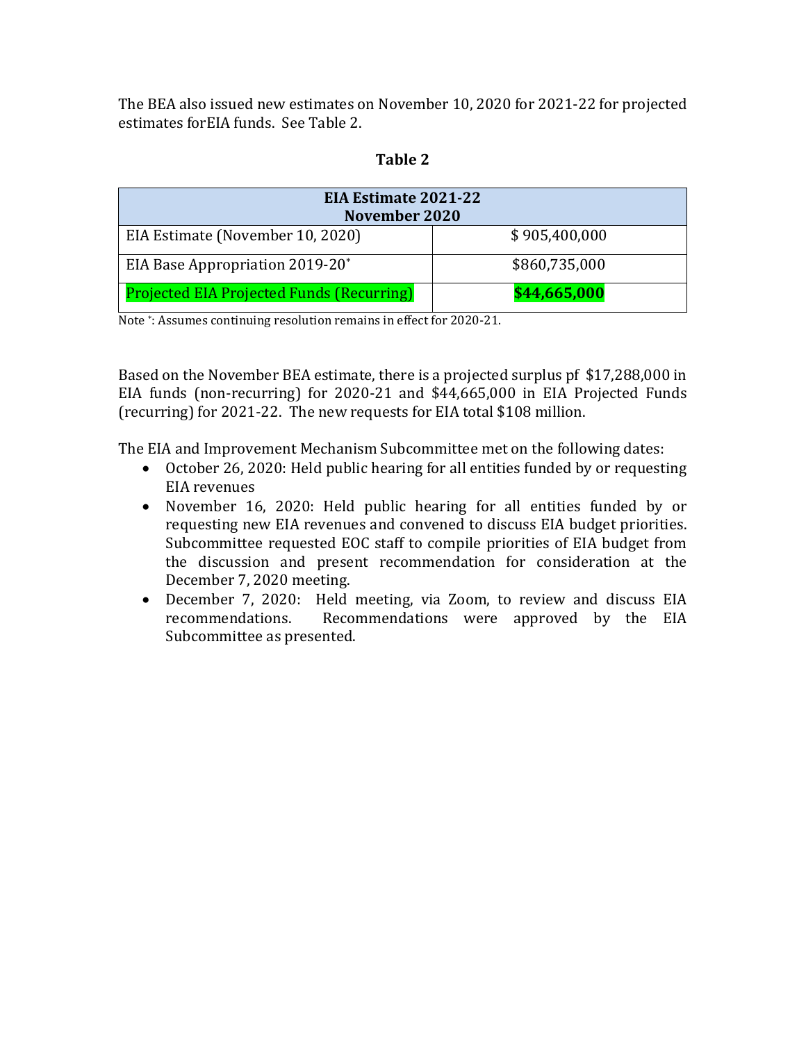The BEA also issued new estimates on November 10, 2020 for 2021-22 for projected estimates forEIA funds. See Table 2.

**Table 2**

| EIA Estimate 2021-22 November 2020 | |
|---|---|
| EIA Estimate (November 10, 2020) | $ 905,400,000 |
| EIA Base Appropriation 2019-20* | $860,735,000 |
| Projected EIA Projected Funds (Recurring) | **$44,665,000** |

Note *: Assumes continuing resolution remains in effect for 2020-21.

Based on the November BEA estimate, there is a projected surplus pf $17,288,000 in EIA funds (non-recurring) for 2020-21 and $44,665,000 in EIA Projected Funds (recurring) for 2021-22. The new requests for EIA total $108 million.

The EIA and Improvement Mechanism Subcommittee met on the following dates:

- October 26, 2020: Held public hearing for all entities funded by or requesting EIA revenues
- November 16, 2020: Held public hearing for all entities funded by or requesting new EIA revenues and convened to discuss EIA budget priorities. Subcommittee requested EOC staff to compile priorities of EIA budget from the discussion and present recommendation for consideration at the December 7, 2020 meeting.
- December 7, 2020: Held meeting, via Zoom, to review and discuss EIA recommendations. Recommendations were approved by the EIA Subcommittee as presented.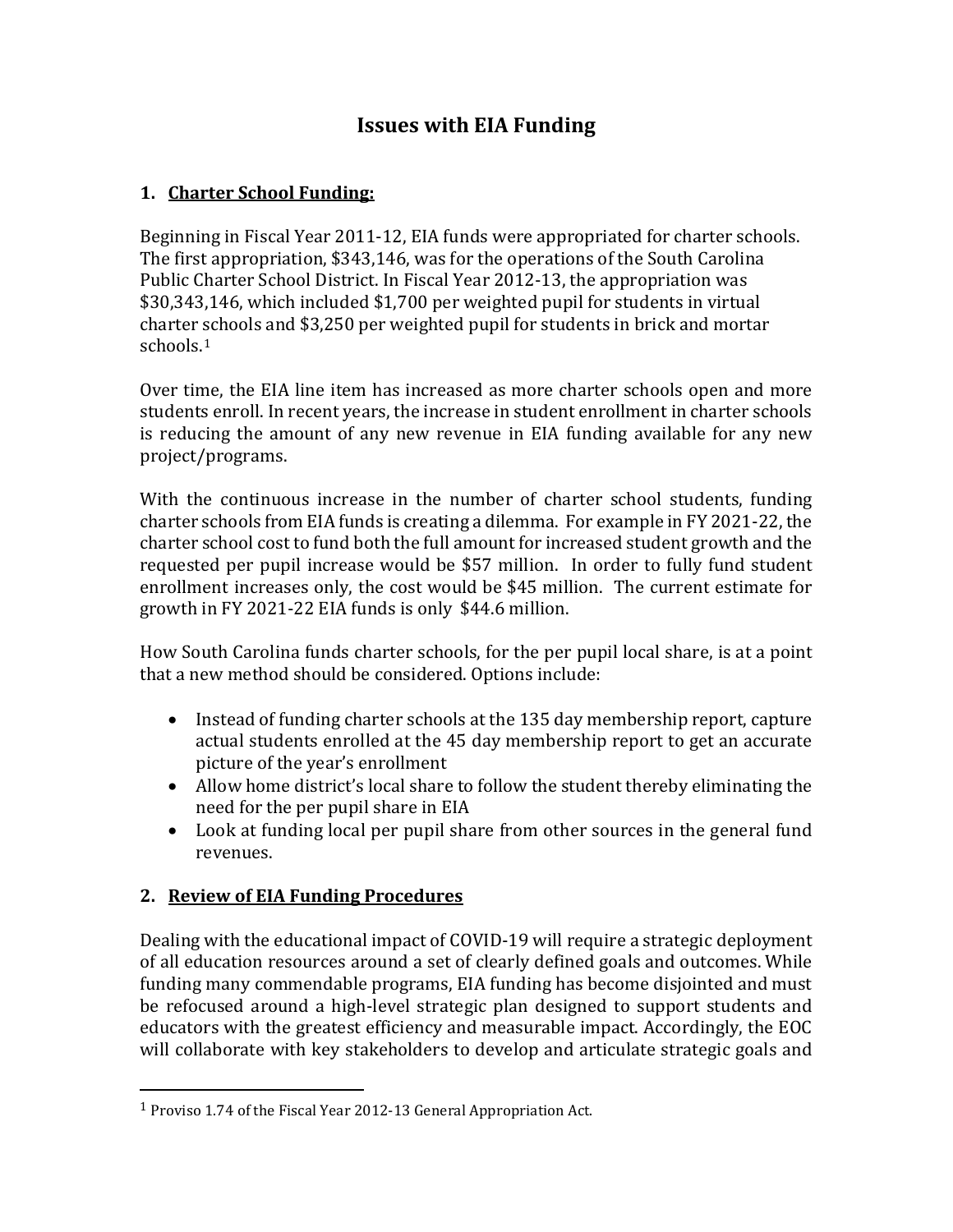# Issues with EIA Funding

## 1. Charter School Funding:

Beginning in Fiscal Year 2011-12, EIA funds were appropriated for charter schools. The first appropriation, $343,146, was for the operations of the South Carolina Public Charter School District. In Fiscal Year 2012-13, the appropriation was $30,343,146, which included $1,700 per weighted pupil for students in virtual charter schools and $3,250 per weighted pupil for students in brick and mortar schools.[1]

Over time, the EIA line item has increased as more charter schools open and more students enroll. In recent years, the increase in student enrollment in charter schools is reducing the amount of any new revenue in EIA funding available for any new project/programs.

With the continuous increase in the number of charter school students, funding charter schools from EIA funds is creating a dilemma. For example in FY 2021-22, the charter school cost to fund both the full amount for increased student growth and the requested per pupil increase would be $57 million. In order to fully fund student enrollment increases only, the cost would be $45 million. The current estimate for growth in FY 2021-22 EIA funds is only $44.6 million.

How South Carolina funds charter schools, for the per pupil local share, is at a point that a new method should be considered. Options include:

- Instead of funding charter schools at the 135 day membership report, capture actual students enrolled at the 45 day membership report to get an accurate picture of the year's enrollment
- Allow home district's local share to follow the student thereby eliminating the need for the per pupil share in EIA
- Look at funding local per pupil share from other sources in the general fund revenues.

## 2. Review of EIA Funding Procedures

Dealing with the educational impact of COVID-19 will require a strategic deployment of all education resources around a set of clearly defined goals and outcomes. While funding many commendable programs, EIA funding has become disjointed and must be refocused around a high-level strategic plan designed to support students and educators with the greatest efficiency and measurable impact. Accordingly, the EOC will collaborate with key stakeholders to develop and articulate strategic goals and

[1] Proviso 1.74 of the Fiscal Year 2012-13 General Appropriation Act.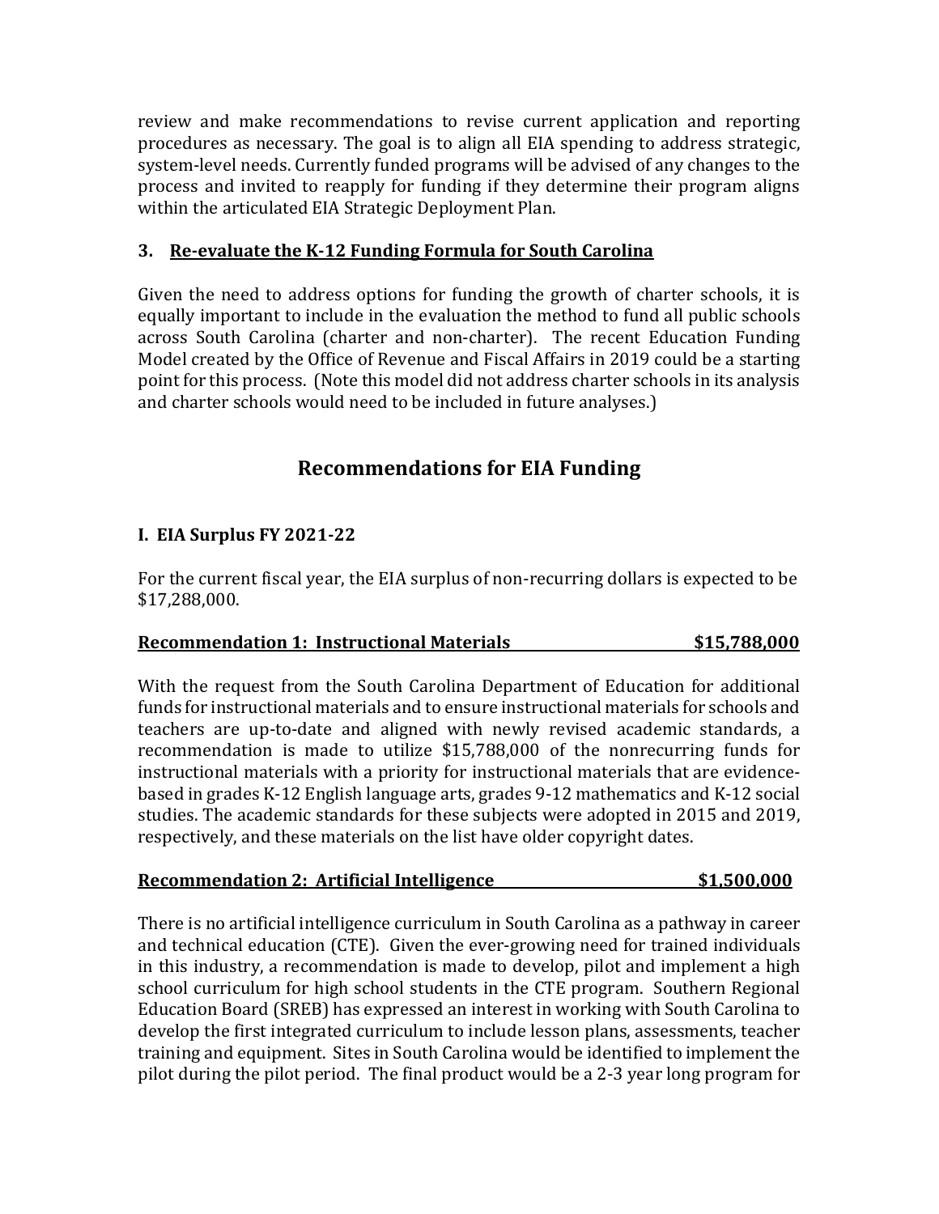review and make recommendations to revise current application and reporting procedures as necessary. The goal is to align all EIA spending to address strategic, system-level needs. Currently funded programs will be advised of any changes to the process and invited to reapply for funding if they determine their program aligns within the articulated EIA Strategic Deployment Plan.

### 3. Re-evaluate the K-12 Funding Formula for South Carolina

Given the need to address options for funding the growth of charter schools, it is equally important to include in the evaluation the method to fund all public schools across South Carolina (charter and non-charter). The recent Education Funding Model created by the Office of Revenue and Fiscal Affairs in 2019 could be a starting point for this process. (Note this model did not address charter schools in its analysis and charter schools would need to be included in future analyses.)

## Recommendations for EIA Funding

### I. EIA Surplus FY 2021-22

For the current fiscal year, the EIA surplus of non-recurring dollars is expected to be $17,288,000.

**Recommendation 1: Instructional Materials — $15,788,000**

With the request from the South Carolina Department of Education for additional funds for instructional materials and to ensure instructional materials for schools and teachers are up-to-date and aligned with newly revised academic standards, a recommendation is made to utilize $15,788,000 of the nonrecurring funds for instructional materials with a priority for instructional materials that are evidence-based in grades K-12 English language arts, grades 9-12 mathematics and K-12 social studies. The academic standards for these subjects were adopted in 2015 and 2019, respectively, and these materials on the list have older copyright dates.

**Recommendation 2: Artificial Intelligence — $1,500,000**

There is no artificial intelligence curriculum in South Carolina as a pathway in career and technical education (CTE). Given the ever-growing need for trained individuals in this industry, a recommendation is made to develop, pilot and implement a high school curriculum for high school students in the CTE program. Southern Regional Education Board (SREB) has expressed an interest in working with South Carolina to develop the first integrated curriculum to include lesson plans, assessments, teacher training and equipment. Sites in South Carolina would be identified to implement the pilot during the pilot period. The final product would be a 2-3 year long program for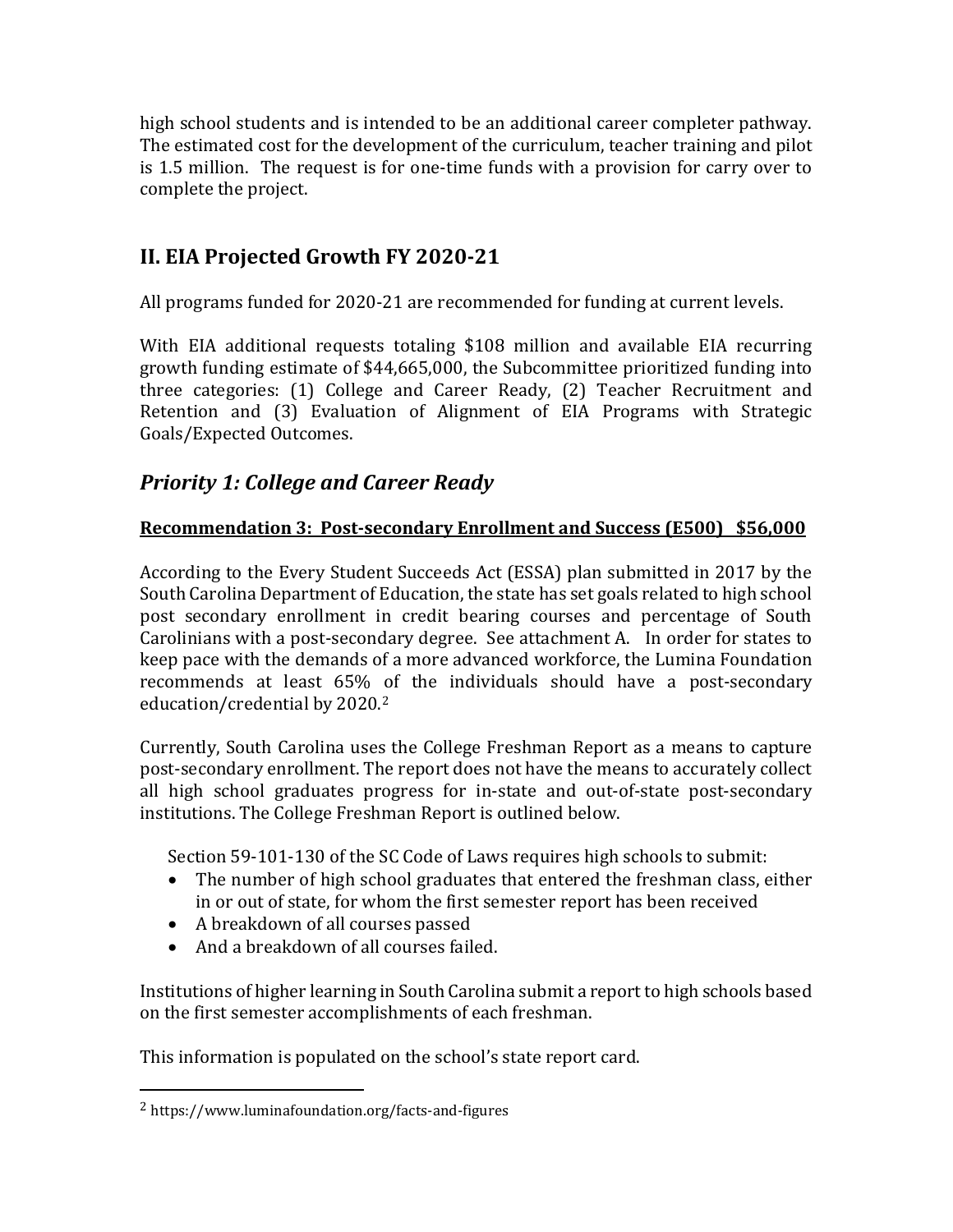high school students and is intended to be an additional career completer pathway. The estimated cost for the development of the curriculum, teacher training and pilot is 1.5 million. The request is for one-time funds with a provision for carry over to complete the project.

## II. EIA Projected Growth FY 2020-21

All programs funded for 2020-21 are recommended for funding at current levels.

With EIA additional requests totaling $108 million and available EIA recurring growth funding estimate of $44,665,000, the Subcommittee prioritized funding into three categories: (1) College and Career Ready, (2) Teacher Recruitment and Retention and (3) Evaluation of Alignment of EIA Programs with Strategic Goals/Expected Outcomes.

## *Priority 1: College and Career Ready*

**Recommendation 3: Post-secondary Enrollment and Success (E500) $56,000**

According to the Every Student Succeeds Act (ESSA) plan submitted in 2017 by the South Carolina Department of Education, the state has set goals related to high school post secondary enrollment in credit bearing courses and percentage of South Carolinians with a post-secondary degree. See attachment A. In order for states to keep pace with the demands of a more advanced workforce, the Lumina Foundation recommends at least 65% of the individuals should have a post-secondary education/credential by 2020.[2]

Currently, South Carolina uses the College Freshman Report as a means to capture post-secondary enrollment. The report does not have the means to accurately collect all high school graduates progress for in-state and out-of-state post-secondary institutions. The College Freshman Report is outlined below.

Section 59-101-130 of the SC Code of Laws requires high schools to submit:

- The number of high school graduates that entered the freshman class, either in or out of state, for whom the first semester report has been received
- A breakdown of all courses passed
- And a breakdown of all courses failed.

Institutions of higher learning in South Carolina submit a report to high schools based on the first semester accomplishments of each freshman.

This information is populated on the school's state report card.

---

[2] https://www.luminafoundation.org/facts-and-figures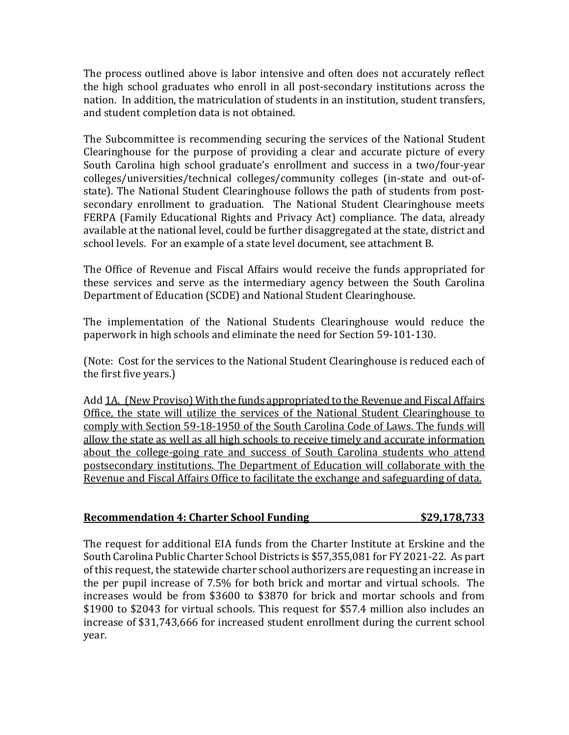The process outlined above is labor intensive and often does not accurately reflect the high school graduates who enroll in all post-secondary institutions across the nation. In addition, the matriculation of students in an institution, student transfers, and student completion data is not obtained.

The Subcommittee is recommending securing the services of the National Student Clearinghouse for the purpose of providing a clear and accurate picture of every South Carolina high school graduate's enrollment and success in a two/four-year colleges/universities/technical colleges/community colleges (in-state and out-of-state). The National Student Clearinghouse follows the path of students from post-secondary enrollment to graduation. The National Student Clearinghouse meets FERPA (Family Educational Rights and Privacy Act) compliance. The data, already available at the national level, could be further disaggregated at the state, district and school levels. For an example of a state level document, see attachment B.

The Office of Revenue and Fiscal Affairs would receive the funds appropriated for these services and serve as the intermediary agency between the South Carolina Department of Education (SCDE) and National Student Clearinghouse.

The implementation of the National Students Clearinghouse would reduce the paperwork in high schools and eliminate the need for Section 59-101-130.

(Note: Cost for the services to the National Student Clearinghouse is reduced each of the first five years.)

Add <u>1A. (New Proviso) With the funds appropriated to the Revenue and Fiscal Affairs Office, the state will utilize the services of the National Student Clearinghouse to comply with Section 59-18-1950 of the South Carolina Code of Laws. The funds will allow the state as well as all high schools to receive timely and accurate information about the college-going rate and success of South Carolina students who attend postsecondary institutions. The Department of Education will collaborate with the Revenue and Fiscal Affairs Office to facilitate the exchange and safeguarding of data.</u>

**Recommendation 4: Charter School Funding $29,178,733**

The request for additional EIA funds from the Charter Institute at Erskine and the South Carolina Public Charter School Districts is $57,355,081 for FY 2021-22. As part of this request, the statewide charter school authorizers are requesting an increase in the per pupil increase of 7.5% for both brick and mortar and virtual schools. The increases would be from $3600 to $3870 for brick and mortar schools and from $1900 to $2043 for virtual schools. This request for $57.4 million also includes an increase of $31,743,666 for increased student enrollment during the current school year.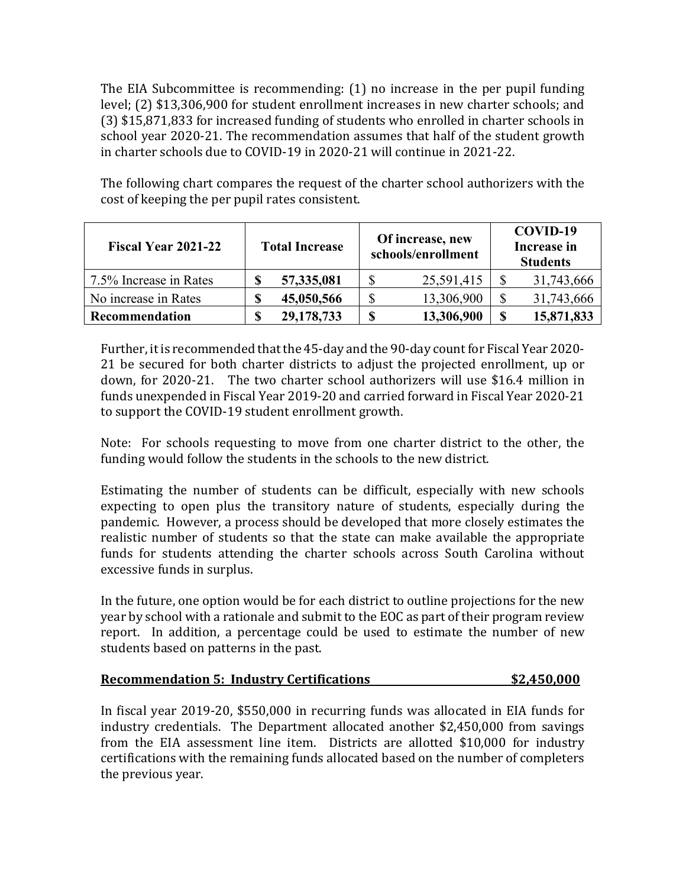The EIA Subcommittee is recommending: (1) no increase in the per pupil funding level; (2) $13,306,900 for student enrollment increases in new charter schools; and (3) $15,871,833 for increased funding of students who enrolled in charter schools in school year 2020-21. The recommendation assumes that half of the student growth in charter schools due to COVID-19 in 2020-21 will continue in 2021-22.

The following chart compares the request of the charter school authorizers with the cost of keeping the per pupil rates consistent.

| Fiscal Year 2021-22 | Total Increase | Of increase, new schools/enrollment | COVID-19 Increase in Students |
|---|---|---|---|
| 7.5% Increase in Rates | **$ 57,335,081** | $ 25,591,415 | $ 31,743,666 |
| No increase in Rates | **$ 45,050,566** | $ 13,306,900 | $ 31,743,666 |
| **Recommendation** | **$ 29,178,733** | **$ 13,306,900** | **$ 15,871,833** |

Further, it is recommended that the 45-day and the 90-day count for Fiscal Year 2020-21 be secured for both charter districts to adjust the projected enrollment, up or down, for 2020-21. The two charter school authorizers will use $16.4 million in funds unexpended in Fiscal Year 2019-20 and carried forward in Fiscal Year 2020-21 to support the COVID-19 student enrollment growth.

Note: For schools requesting to move from one charter district to the other, the funding would follow the students in the schools to the new district.

Estimating the number of students can be difficult, especially with new schools expecting to open plus the transitory nature of students, especially during the pandemic. However, a process should be developed that more closely estimates the realistic number of students so that the state can make available the appropriate funds for students attending the charter schools across South Carolina without excessive funds in surplus.

In the future, one option would be for each district to outline projections for the new year by school with a rationale and submit to the EOC as part of their program review report. In addition, a percentage could be used to estimate the number of new students based on patterns in the past.

**Recommendation 5: Industry Certifications $2,450,000**

In fiscal year 2019-20, $550,000 in recurring funds was allocated in EIA funds for industry credentials. The Department allocated another $2,450,000 from savings from the EIA assessment line item. Districts are allotted $10,000 for industry certifications with the remaining funds allocated based on the number of completers the previous year.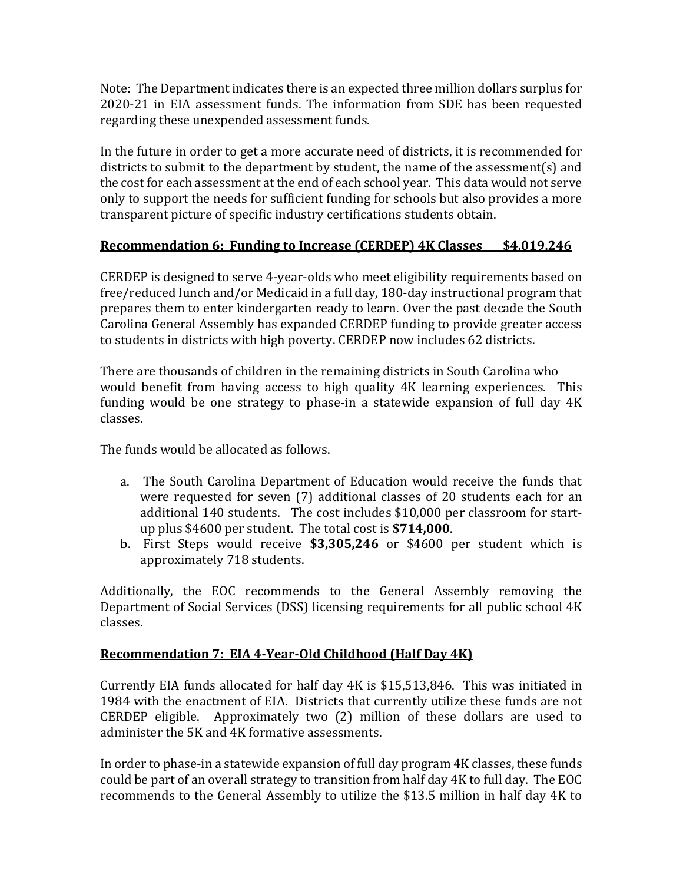Note: The Department indicates there is an expected three million dollars surplus for 2020-21 in EIA assessment funds. The information from SDE has been requested regarding these unexpended assessment funds.

In the future in order to get a more accurate need of districts, it is recommended for districts to submit to the department by student, the name of the assessment(s) and the cost for each assessment at the end of each school year. This data would not serve only to support the needs for sufficient funding for schools but also provides a more transparent picture of specific industry certifications students obtain.

**Recommendation 6: Funding to Increase (CERDEP) 4K Classes $4,019,246**

CERDEP is designed to serve 4-year-olds who meet eligibility requirements based on free/reduced lunch and/or Medicaid in a full day, 180-day instructional program that prepares them to enter kindergarten ready to learn. Over the past decade the South Carolina General Assembly has expanded CERDEP funding to provide greater access to students in districts with high poverty. CERDEP now includes 62 districts.

There are thousands of children in the remaining districts in South Carolina who would benefit from having access to high quality 4K learning experiences. This funding would be one strategy to phase-in a statewide expansion of full day 4K classes.

The funds would be allocated as follows.

a. The South Carolina Department of Education would receive the funds that were requested for seven (7) additional classes of 20 students each for an additional 140 students. The cost includes $10,000 per classroom for start-up plus $4600 per student. The total cost is **$714,000**.
b. First Steps would receive **$3,305,246** or $4600 per student which is approximately 718 students.

Additionally, the EOC recommends to the General Assembly removing the Department of Social Services (DSS) licensing requirements for all public school 4K classes.

**Recommendation 7: EIA 4-Year-Old Childhood (Half Day 4K)**

Currently EIA funds allocated for half day 4K is $15,513,846. This was initiated in 1984 with the enactment of EIA. Districts that currently utilize these funds are not CERDEP eligible. Approximately two (2) million of these dollars are used to administer the 5K and 4K formative assessments.

In order to phase-in a statewide expansion of full day program 4K classes, these funds could be part of an overall strategy to transition from half day 4K to full day. The EOC recommends to the General Assembly to utilize the $13.5 million in half day 4K to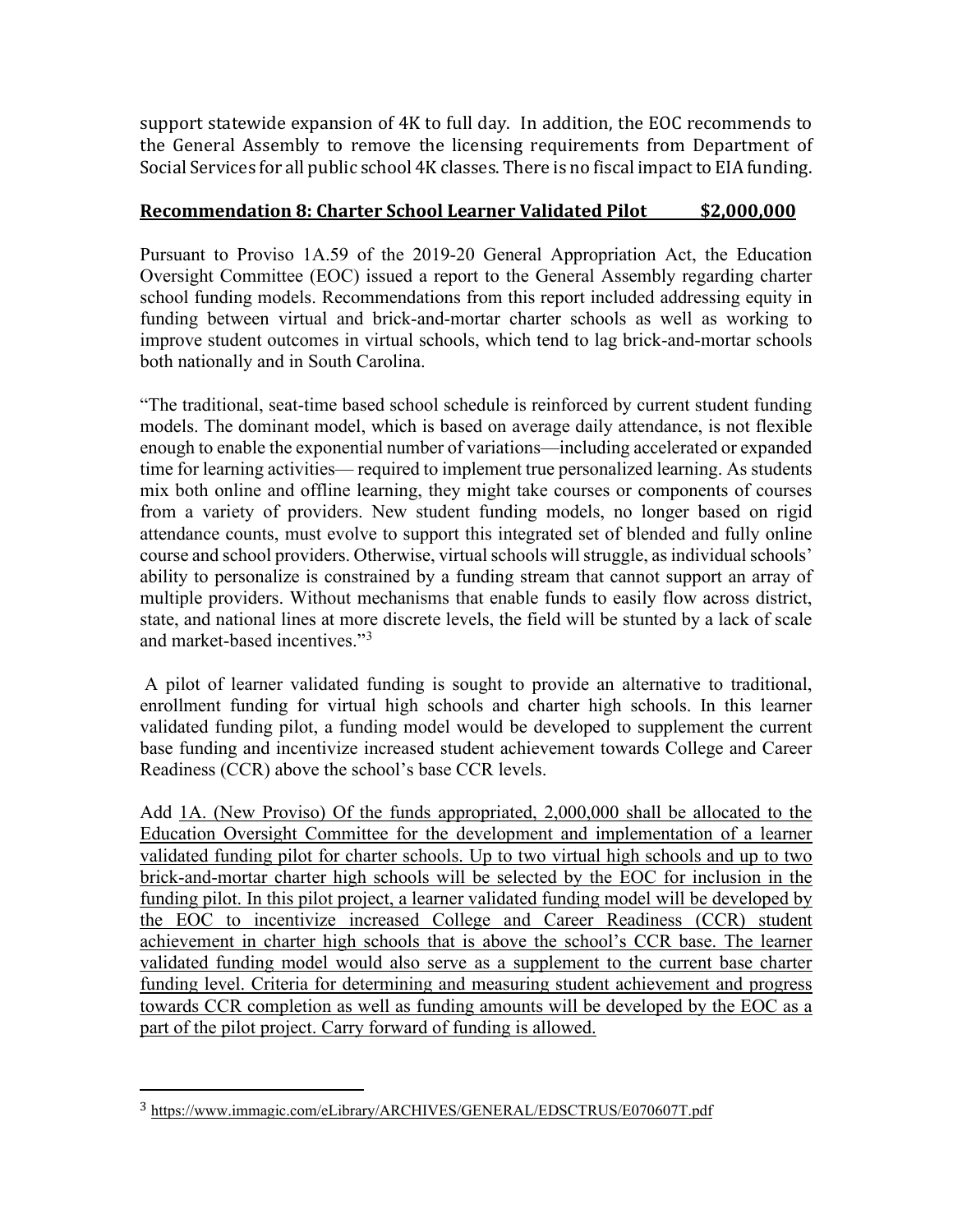support statewide expansion of 4K to full day. In addition, the EOC recommends to the General Assembly to remove the licensing requirements from Department of Social Services for all public school 4K classes. There is no fiscal impact to EIA funding.

## Recommendation 8: Charter School Learner Validated Pilot $2,000,000

Pursuant to Proviso 1A.59 of the 2019-20 General Appropriation Act, the Education Oversight Committee (EOC) issued a report to the General Assembly regarding charter school funding models. Recommendations from this report included addressing equity in funding between virtual and brick-and-mortar charter schools as well as working to improve student outcomes in virtual schools, which tend to lag brick-and-mortar schools both nationally and in South Carolina.

"The traditional, seat-time based school schedule is reinforced by current student funding models. The dominant model, which is based on average daily attendance, is not flexible enough to enable the exponential number of variations—including accelerated or expanded time for learning activities— required to implement true personalized learning. As students mix both online and offline learning, they might take courses or components of courses from a variety of providers. New student funding models, no longer based on rigid attendance counts, must evolve to support this integrated set of blended and fully online course and school providers. Otherwise, virtual schools will struggle, as individual schools' ability to personalize is constrained by a funding stream that cannot support an array of multiple providers. Without mechanisms that enable funds to easily flow across district, state, and national lines at more discrete levels, the field will be stunted by a lack of scale and market-based incentives."[3]

A pilot of learner validated funding is sought to provide an alternative to traditional, enrollment funding for virtual high schools and charter high schools. In this learner validated funding pilot, a funding model would be developed to supplement the current base funding and incentivize increased student achievement towards College and Career Readiness (CCR) above the school's base CCR levels.

Add <u>1A. (New Proviso) Of the funds appropriated, 2,000,000 shall be allocated to the Education Oversight Committee for the development and implementation of a learner validated funding pilot for charter schools. Up to two virtual high schools and up to two brick-and-mortar charter high schools will be selected by the EOC for inclusion in the funding pilot. In this pilot project, a learner validated funding model will be developed by the EOC to incentivize increased College and Career Readiness (CCR) student achievement in charter high schools that is above the school's CCR base. The learner validated funding model would also serve as a supplement to the current base charter funding level. Criteria for determining and measuring student achievement and progress towards CCR completion as well as funding amounts will be developed by the EOC as a part of the pilot project. Carry forward of funding is allowed.</u>

---

[3] https://www.immagic.com/eLibrary/ARCHIVES/GENERAL/EDSCTRUS/E070607T.pdf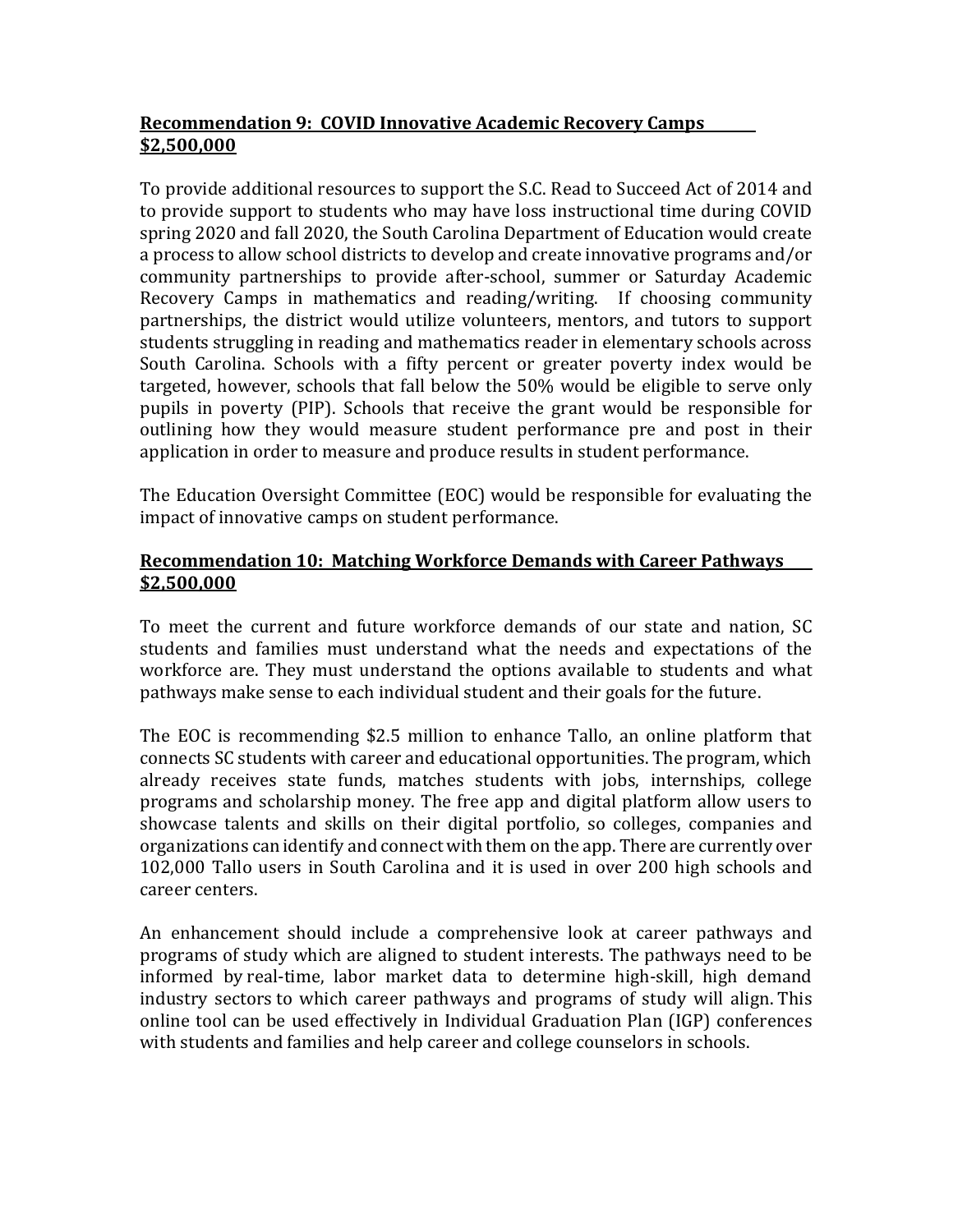**Recommendation 9: COVID Innovative Academic Recovery Camps $2,500,000**

To provide additional resources to support the S.C. Read to Succeed Act of 2014 and to provide support to students who may have loss instructional time during COVID spring 2020 and fall 2020, the South Carolina Department of Education would create a process to allow school districts to develop and create innovative programs and/or community partnerships to provide after-school, summer or Saturday Academic Recovery Camps in mathematics and reading/writing. If choosing community partnerships, the district would utilize volunteers, mentors, and tutors to support students struggling in reading and mathematics reader in elementary schools across South Carolina. Schools with a fifty percent or greater poverty index would be targeted, however, schools that fall below the 50% would be eligible to serve only pupils in poverty (PIP). Schools that receive the grant would be responsible for outlining how they would measure student performance pre and post in their application in order to measure and produce results in student performance.

The Education Oversight Committee (EOC) would be responsible for evaluating the impact of innovative camps on student performance.

**Recommendation 10: Matching Workforce Demands with Career Pathways $2,500,000**

To meet the current and future workforce demands of our state and nation, SC students and families must understand what the needs and expectations of the workforce are. They must understand the options available to students and what pathways make sense to each individual student and their goals for the future.

The EOC is recommending $2.5 million to enhance Tallo, an online platform that connects SC students with career and educational opportunities. The program, which already receives state funds, matches students with jobs, internships, college programs and scholarship money. The free app and digital platform allow users to showcase talents and skills on their digital portfolio, so colleges, companies and organizations can identify and connect with them on the app. There are currently over 102,000 Tallo users in South Carolina and it is used in over 200 high schools and career centers.

An enhancement should include a comprehensive look at career pathways and programs of study which are aligned to student interests. The pathways need to be informed by real-time, labor market data to determine high-skill, high demand industry sectors to which career pathways and programs of study will align. This online tool can be used effectively in Individual Graduation Plan (IGP) conferences with students and families and help career and college counselors in schools.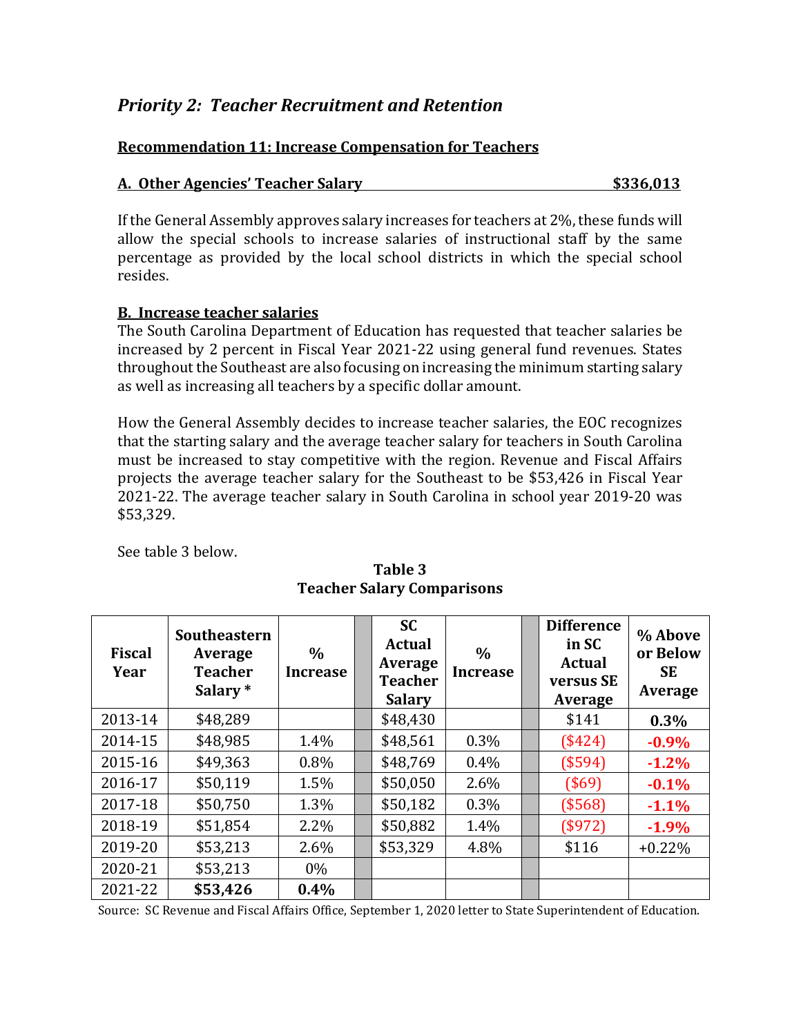## *Priority 2: Teacher Recruitment and Retention*

**Recommendation 11: Increase Compensation for Teachers**

**A. Other Agencies' Teacher Salary** **$336,013**

If the General Assembly approves salary increases for teachers at 2%, these funds will allow the special schools to increase salaries of instructional staff by the same percentage as provided by the local school districts in which the special school resides.

**B. Increase teacher salaries**

The South Carolina Department of Education has requested that teacher salaries be increased by 2 percent in Fiscal Year 2021-22 using general fund revenues. States throughout the Southeast are also focusing on increasing the minimum starting salary as well as increasing all teachers by a specific dollar amount.

How the General Assembly decides to increase teacher salaries, the EOC recognizes that the starting salary and the average teacher salary for teachers in South Carolina must be increased to stay competitive with the region. Revenue and Fiscal Affairs projects the average teacher salary for the Southeast to be $53,426 in Fiscal Year 2021-22. The average teacher salary in South Carolina in school year 2019-20 was $53,329.

See table 3 below.

**Table 3**
**Teacher Salary Comparisons**

| Fiscal Year | Southeastern Average Teacher Salary * | % Increase | SC Actual Average Teacher Salary | % Increase | Difference in SC Actual versus SE Average | % Above or Below SE Average |
|---|---|---|---|---|---|---|
| 2013-14 | $48,289 | | $48,430 | | $141 | **0.3%** |
| 2014-15 | $48,985 | 1.4% | $48,561 | 0.3% | ($424) | **-0.9%** |
| 2015-16 | $49,363 | 0.8% | $48,769 | 0.4% | ($594) | **-1.2%** |
| 2016-17 | $50,119 | 1.5% | $50,050 | 2.6% | ($69) | **-0.1%** |
| 2017-18 | $50,750 | 1.3% | $50,182 | 0.3% | ($568) | **-1.1%** |
| 2018-19 | $51,854 | 2.2% | $50,882 | 1.4% | ($972) | **-1.9%** |
| 2019-20 | $53,213 | 2.6% | $53,329 | 4.8% | $116 | +0.22% |
| 2020-21 | $53,213 | 0% | | | | |
| 2021-22 | **$53,426** | **0.4%** | | | | |

Source: SC Revenue and Fiscal Affairs Office, September 1, 2020 letter to State Superintendent of Education.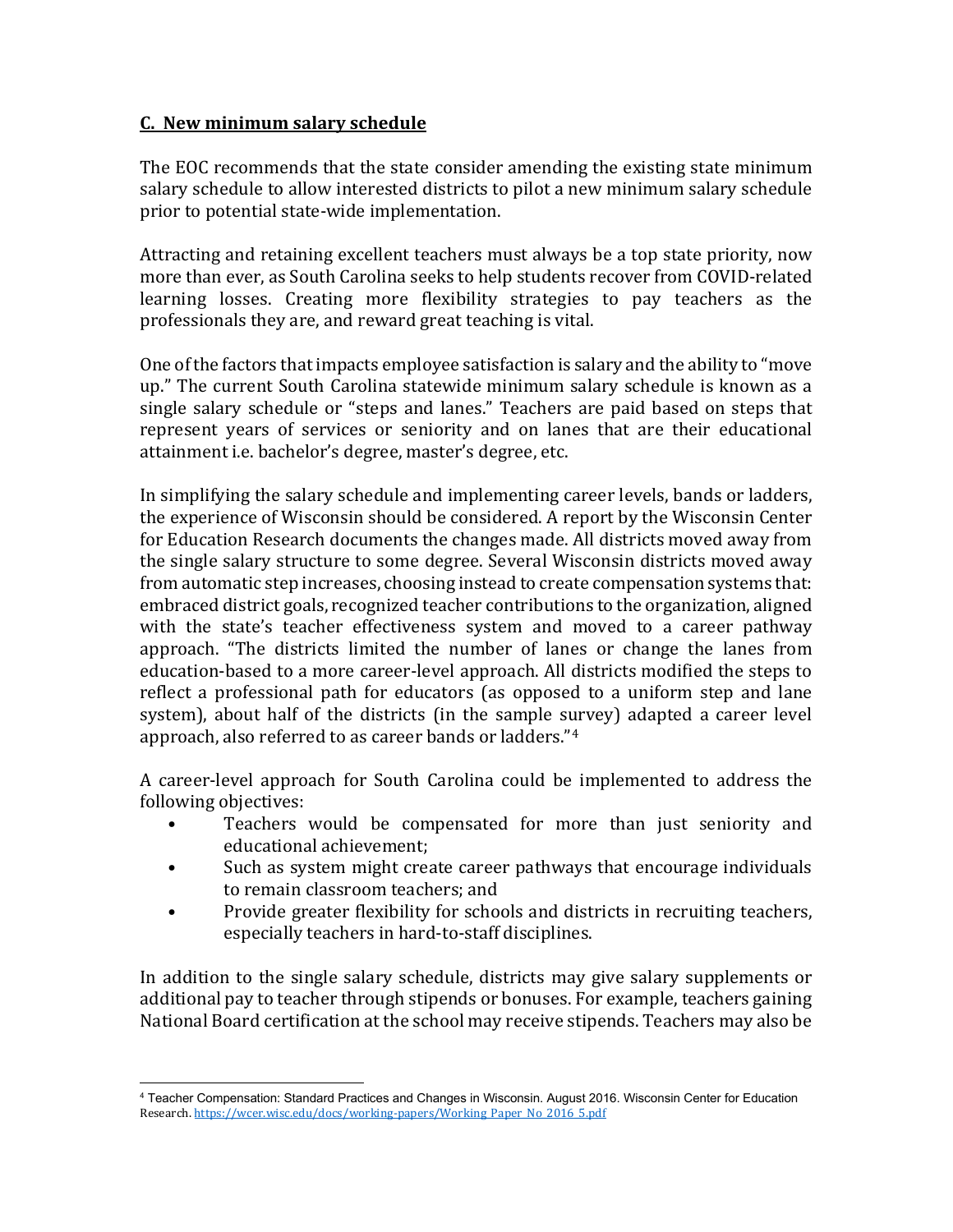### C. New minimum salary schedule

The EOC recommends that the state consider amending the existing state minimum salary schedule to allow interested districts to pilot a new minimum salary schedule prior to potential state-wide implementation.

Attracting and retaining excellent teachers must always be a top state priority, now more than ever, as South Carolina seeks to help students recover from COVID-related learning losses. Creating more flexibility strategies to pay teachers as the professionals they are, and reward great teaching is vital.

One of the factors that impacts employee satisfaction is salary and the ability to "move up." The current South Carolina statewide minimum salary schedule is known as a single salary schedule or "steps and lanes." Teachers are paid based on steps that represent years of services or seniority and on lanes that are their educational attainment i.e. bachelor's degree, master's degree, etc.

In simplifying the salary schedule and implementing career levels, bands or ladders, the experience of Wisconsin should be considered. A report by the Wisconsin Center for Education Research documents the changes made. All districts moved away from the single salary structure to some degree. Several Wisconsin districts moved away from automatic step increases, choosing instead to create compensation systems that: embraced district goals, recognized teacher contributions to the organization, aligned with the state's teacher effectiveness system and moved to a career pathway approach. "The districts limited the number of lanes or change the lanes from education-based to a more career-level approach. All districts modified the steps to reflect a professional path for educators (as opposed to a uniform step and lane system), about half of the districts (in the sample survey) adapted a career level approach, also referred to as career bands or ladders."[4]

A career-level approach for South Carolina could be implemented to address the following objectives:

- Teachers would be compensated for more than just seniority and educational achievement;
- Such as system might create career pathways that encourage individuals to remain classroom teachers; and
- Provide greater flexibility for schools and districts in recruiting teachers, especially teachers in hard-to-staff disciplines.

In addition to the single salary schedule, districts may give salary supplements or additional pay to teacher through stipends or bonuses. For example, teachers gaining National Board certification at the school may receive stipends. Teachers may also be

---

[4] Teacher Compensation: Standard Practices and Changes in Wisconsin. August 2016. Wisconsin Center for Education Research. https://wcer.wisc.edu/docs/working-papers/Working_Paper_No_2016_5.pdf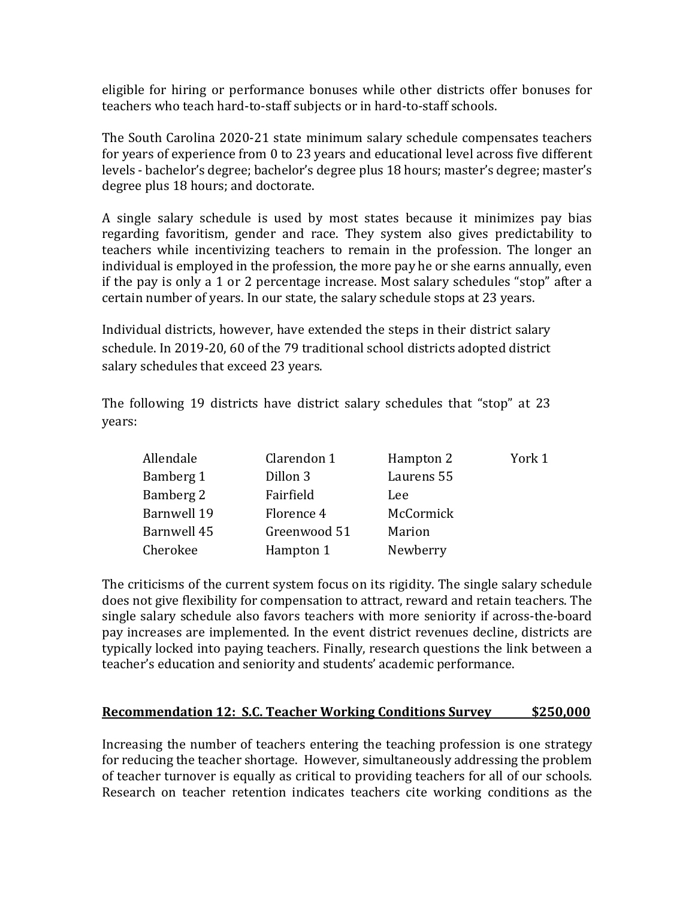eligible for hiring or performance bonuses while other districts offer bonuses for teachers who teach hard-to-staff subjects or in hard-to-staff schools.

The South Carolina 2020-21 state minimum salary schedule compensates teachers for years of experience from 0 to 23 years and educational level across five different levels - bachelor's degree; bachelor's degree plus 18 hours; master's degree; master's degree plus 18 hours; and doctorate.

A single salary schedule is used by most states because it minimizes pay bias regarding favoritism, gender and race. They system also gives predictability to teachers while incentivizing teachers to remain in the profession. The longer an individual is employed in the profession, the more pay he or she earns annually, even if the pay is only a 1 or 2 percentage increase. Most salary schedules "stop" after a certain number of years. In our state, the salary schedule stops at 23 years.

Individual districts, however, have extended the steps in their district salary schedule. In 2019-20, 60 of the 79 traditional school districts adopted district salary schedules that exceed 23 years.

The following 19 districts have district salary schedules that "stop" at 23 years:

| | | | |
|---|---|---|---|
| Allendale | Clarendon 1 | Hampton 2 | York 1 |
| Bamberg 1 | Dillon 3 | Laurens 55 | |
| Bamberg 2 | Fairfield | Lee | |
| Barnwell 19 | Florence 4 | McCormick | |
| Barnwell 45 | Greenwood 51 | Marion | |
| Cherokee | Hampton 1 | Newberry | |

The criticisms of the current system focus on its rigidity. The single salary schedule does not give flexibility for compensation to attract, reward and retain teachers. The single salary schedule also favors teachers with more seniority if across-the-board pay increases are implemented. In the event district revenues decline, districts are typically locked into paying teachers. Finally, research questions the link between a teacher's education and seniority and students' academic performance.

**Recommendation 12: S.C. Teacher Working Conditions Survey $250,000**

Increasing the number of teachers entering the teaching profession is one strategy for reducing the teacher shortage. However, simultaneously addressing the problem of teacher turnover is equally as critical to providing teachers for all of our schools. Research on teacher retention indicates teachers cite working conditions as the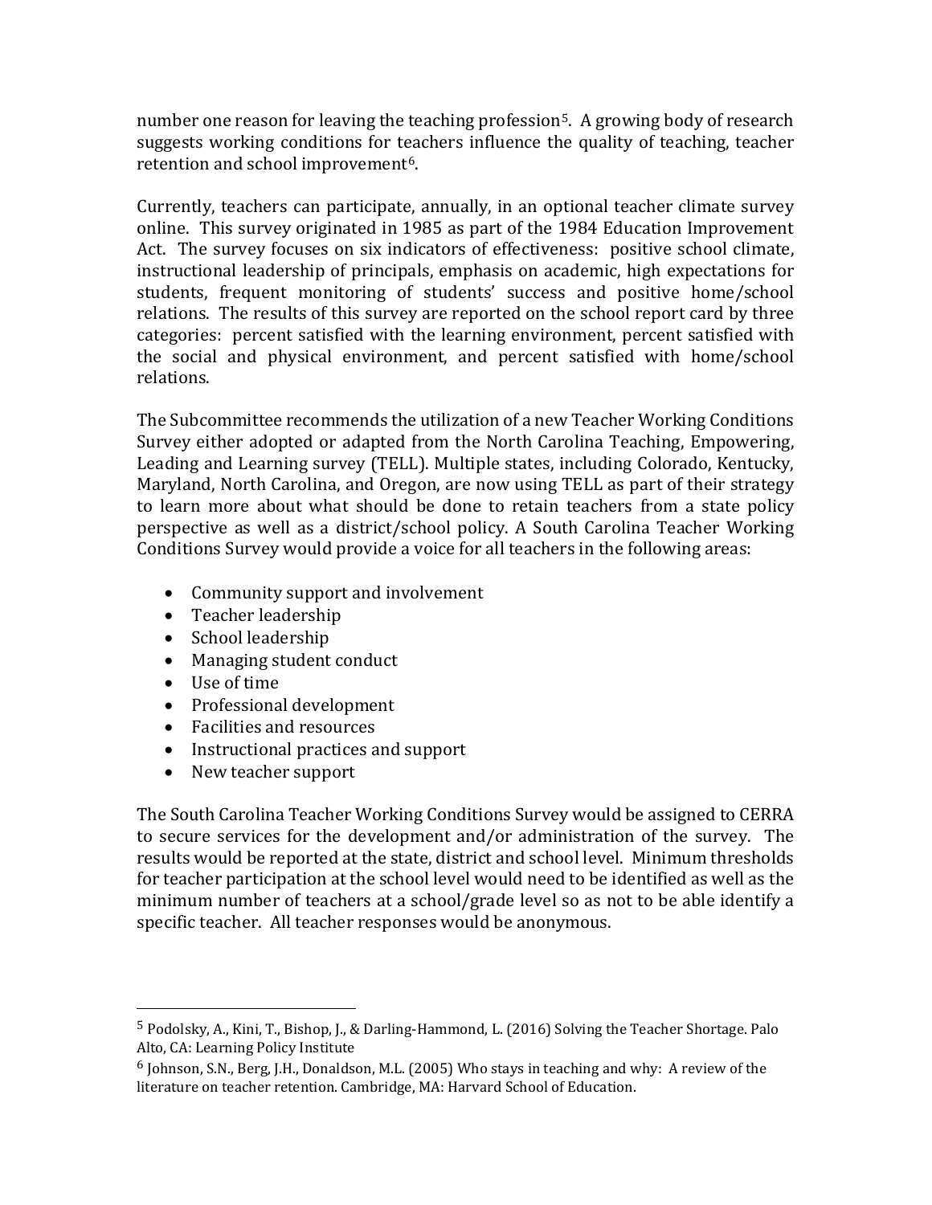number one reason for leaving the teaching profession[5]. A growing body of research suggests working conditions for teachers influence the quality of teaching, teacher retention and school improvement[6].

Currently, teachers can participate, annually, in an optional teacher climate survey online. This survey originated in 1985 as part of the 1984 Education Improvement Act. The survey focuses on six indicators of effectiveness: positive school climate, instructional leadership of principals, emphasis on academic, high expectations for students, frequent monitoring of students' success and positive home/school relations. The results of this survey are reported on the school report card by three categories: percent satisfied with the learning environment, percent satisfied with the social and physical environment, and percent satisfied with home/school relations.

The Subcommittee recommends the utilization of a new Teacher Working Conditions Survey either adopted or adapted from the North Carolina Teaching, Empowering, Leading and Learning survey (TELL). Multiple states, including Colorado, Kentucky, Maryland, North Carolina, and Oregon, are now using TELL as part of their strategy to learn more about what should be done to retain teachers from a state policy perspective as well as a district/school policy. A South Carolina Teacher Working Conditions Survey would provide a voice for all teachers in the following areas:

- Community support and involvement
- Teacher leadership
- School leadership
- Managing student conduct
- Use of time
- Professional development
- Facilities and resources
- Instructional practices and support
- New teacher support

The South Carolina Teacher Working Conditions Survey would be assigned to CERRA to secure services for the development and/or administration of the survey. The results would be reported at the state, district and school level. Minimum thresholds for teacher participation at the school level would need to be identified as well as the minimum number of teachers at a school/grade level so as not to be able identify a specific teacher. All teacher responses would be anonymous.

---

[5] Podolsky, A., Kini, T., Bishop, J., & Darling-Hammond, L. (2016) Solving the Teacher Shortage. Palo Alto, CA: Learning Policy Institute

[6] Johnson, S.N., Berg, J.H., Donaldson, M.L. (2005) Who stays in teaching and why: A review of the literature on teacher retention. Cambridge, MA: Harvard School of Education.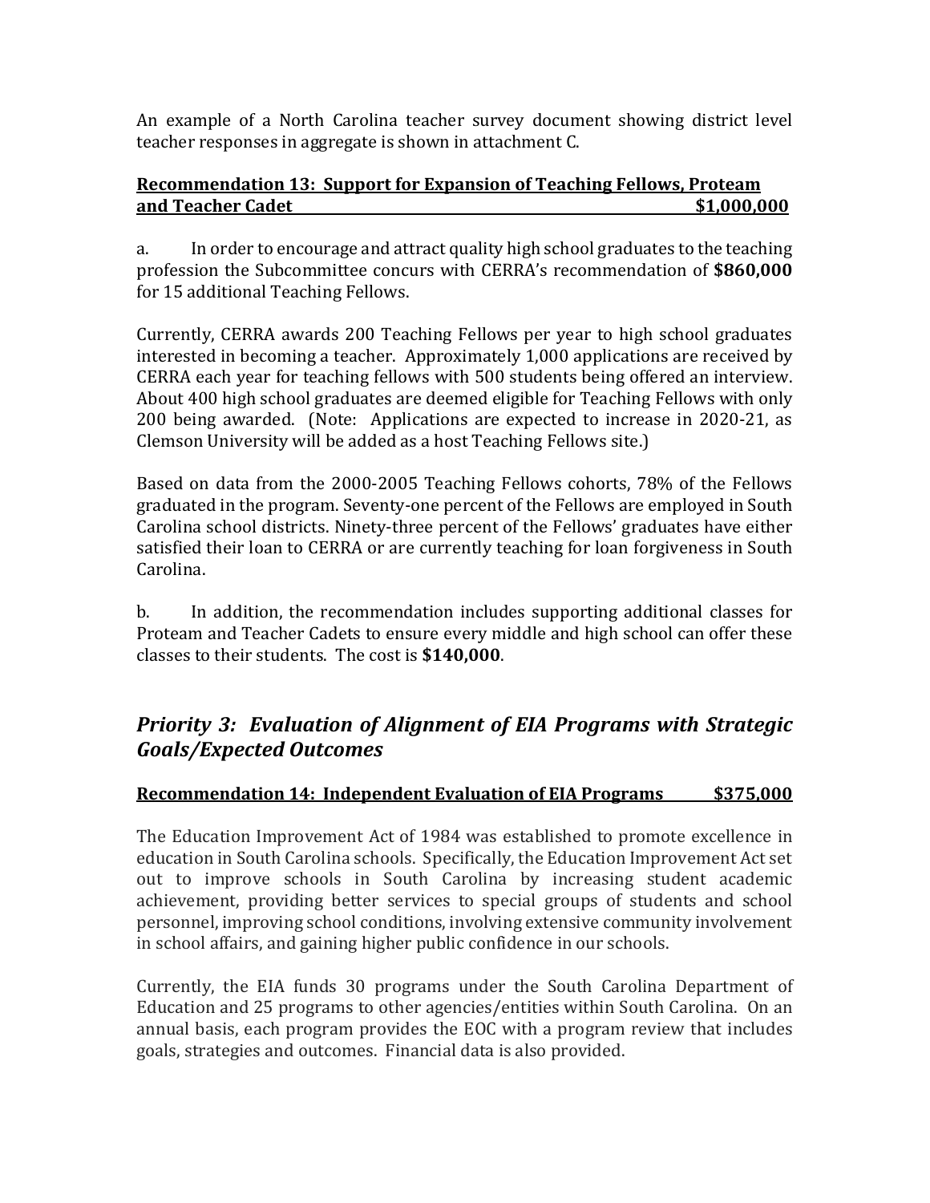An example of a North Carolina teacher survey document showing district level teacher responses in aggregate is shown in attachment C.

**Recommendation 13: Support for Expansion of Teaching Fellows, Proteam and Teacher Cadet $1,000,000**

a. In order to encourage and attract quality high school graduates to the teaching profession the Subcommittee concurs with CERRA's recommendation of **$860,000** for 15 additional Teaching Fellows.

Currently, CERRA awards 200 Teaching Fellows per year to high school graduates interested in becoming a teacher. Approximately 1,000 applications are received by CERRA each year for teaching fellows with 500 students being offered an interview. About 400 high school graduates are deemed eligible for Teaching Fellows with only 200 being awarded. (Note: Applications are expected to increase in 2020-21, as Clemson University will be added as a host Teaching Fellows site.)

Based on data from the 2000-2005 Teaching Fellows cohorts, 78% of the Fellows graduated in the program. Seventy-one percent of the Fellows are employed in South Carolina school districts. Ninety-three percent of the Fellows' graduates have either satisfied their loan to CERRA or are currently teaching for loan forgiveness in South Carolina.

b. In addition, the recommendation includes supporting additional classes for Proteam and Teacher Cadets to ensure every middle and high school can offer these classes to their students. The cost is **$140,000**.

## *Priority 3: Evaluation of Alignment of EIA Programs with Strategic Goals/Expected Outcomes*

**Recommendation 14: Independent Evaluation of EIA Programs $375,000**

The Education Improvement Act of 1984 was established to promote excellence in education in South Carolina schools. Specifically, the Education Improvement Act set out to improve schools in South Carolina by increasing student academic achievement, providing better services to special groups of students and school personnel, improving school conditions, involving extensive community involvement in school affairs, and gaining higher public confidence in our schools.

Currently, the EIA funds 30 programs under the South Carolina Department of Education and 25 programs to other agencies/entities within South Carolina. On an annual basis, each program provides the EOC with a program review that includes goals, strategies and outcomes. Financial data is also provided.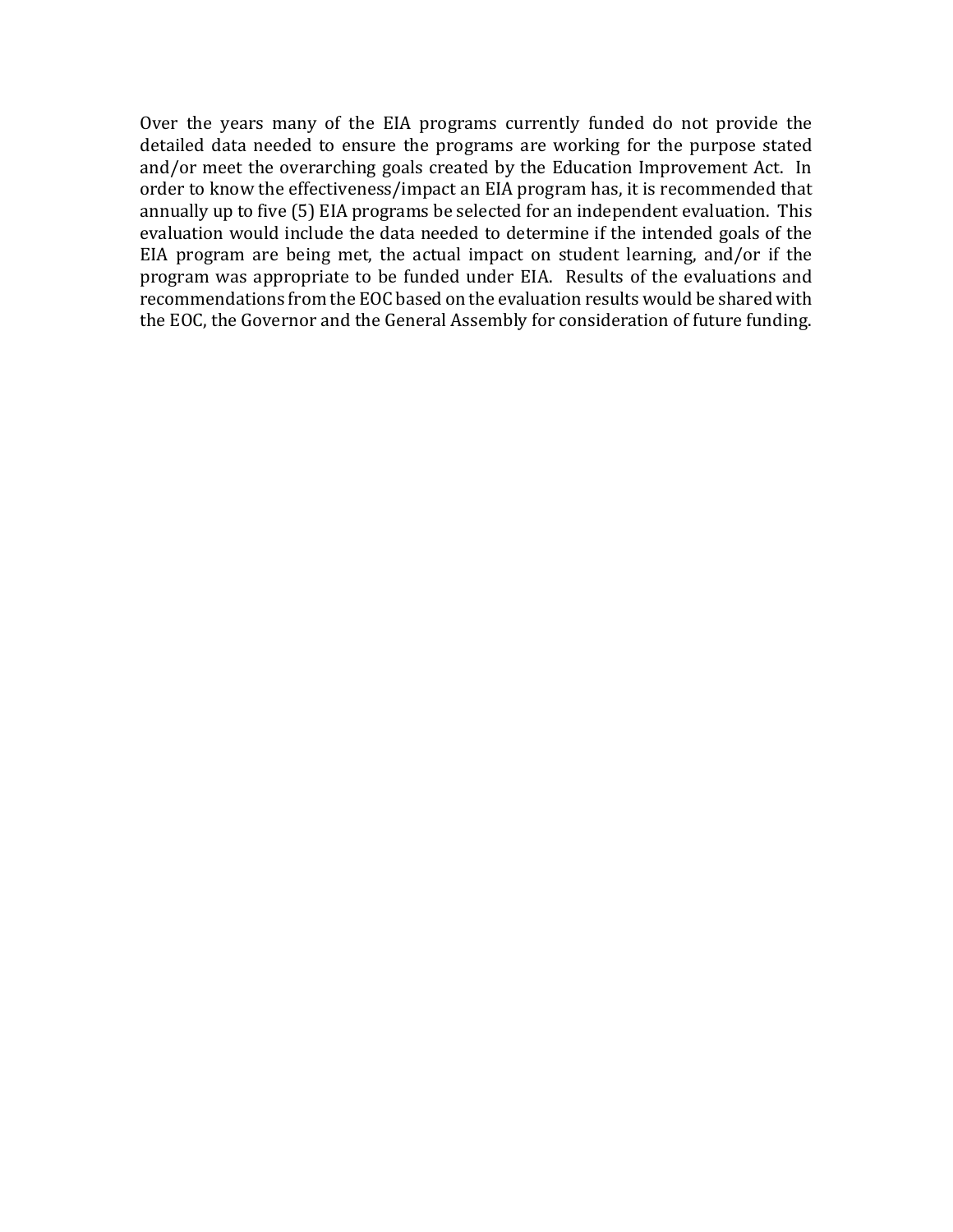Over the years many of the EIA programs currently funded do not provide the detailed data needed to ensure the programs are working for the purpose stated and/or meet the overarching goals created by the Education Improvement Act. In order to know the effectiveness/impact an EIA program has, it is recommended that annually up to five (5) EIA programs be selected for an independent evaluation. This evaluation would include the data needed to determine if the intended goals of the EIA program are being met, the actual impact on student learning, and/or if the program was appropriate to be funded under EIA. Results of the evaluations and recommendations from the EOC based on the evaluation results would be shared with the EOC, the Governor and the General Assembly for consideration of future funding.